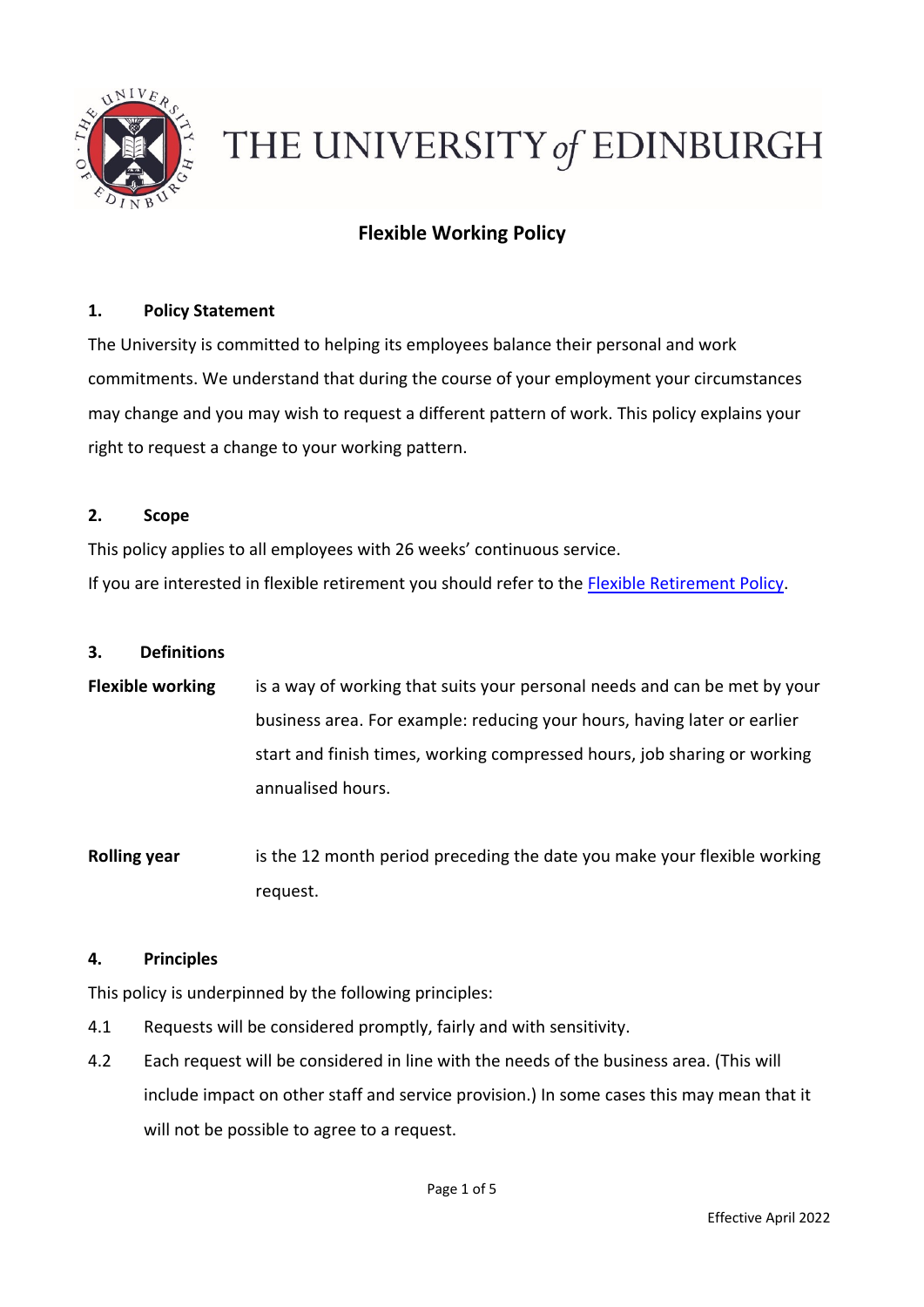THE UNIVERSITY of EDINBURGH

# Flexible Working Policy

## 1. Policy Statement

The University is committed to helping its employees balance their personal and work commitments. We understand that during the course of your employment your circumstances may change and you may wish to request a different pattern of work. This policy explains your right to request a change to your working pattern.

## 2. Scope

This policy applies to all employees with 26 weeks' continuous service.

If you are interested in flexible retirement you should refer to the Flexible Retirement Policy.

## 3. Definitions

**Flexible working** is a way of working that suits your personal needs and can be met by your business area. For example: reducing your hours, having later or earlier start and finish times, working compressed hours, job sharing or working annualised hours.

**Rolling year** is the 12 month period preceding the date you make your flexible working request.

## 4. Principles

This policy is underpinned by the following principles:

4.1 Requests will be considered promptly, fairly and with sensitivity.

4.2 Each request will be considered in line with the needs of the business area. (This will include impact on other staff and service provision.) In some cases this may mean that it will not be possible to agree to a request.

Effective April 2022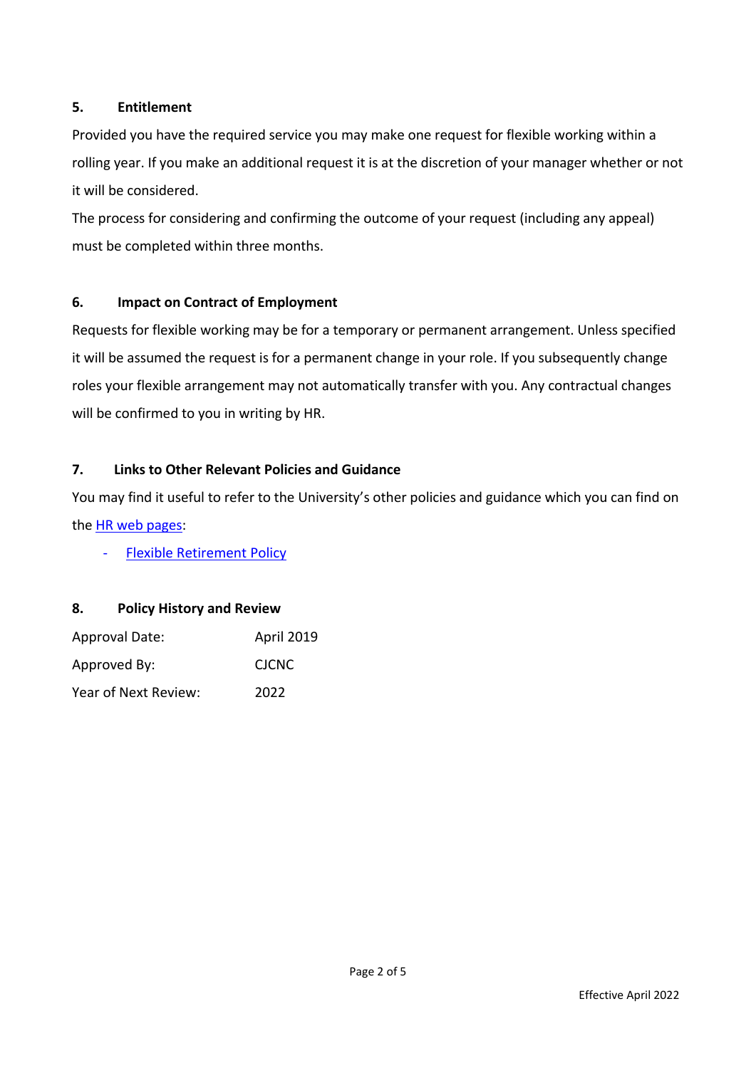## 5. Entitlement

Provided you have the required service you may make one request for flexible working within a rolling year. If you make an additional request it is at the discretion of your manager whether or not it will be considered.

The process for considering and confirming the outcome of your request (including any appeal) must be completed within three months.

## 6. Impact on Contract of Employment

Requests for flexible working may be for a temporary or permanent arrangement. Unless specified it will be assumed the request is for a permanent change in your role. If you subsequently change roles your flexible arrangement may not automatically transfer with you. Any contractual changes will be confirmed to you in writing by HR.

## 7. Links to Other Relevant Policies and Guidance

You may find it useful to refer to the University's other policies and guidance which you can find on the HR web pages:

- Flexible Retirement Policy

## 8. Policy History and Review

| | |
|---|---|
| Approval Date: | April 2019 |
| Approved By: | CJCNC |
| Year of Next Review: | 2022 |

Effective April 2022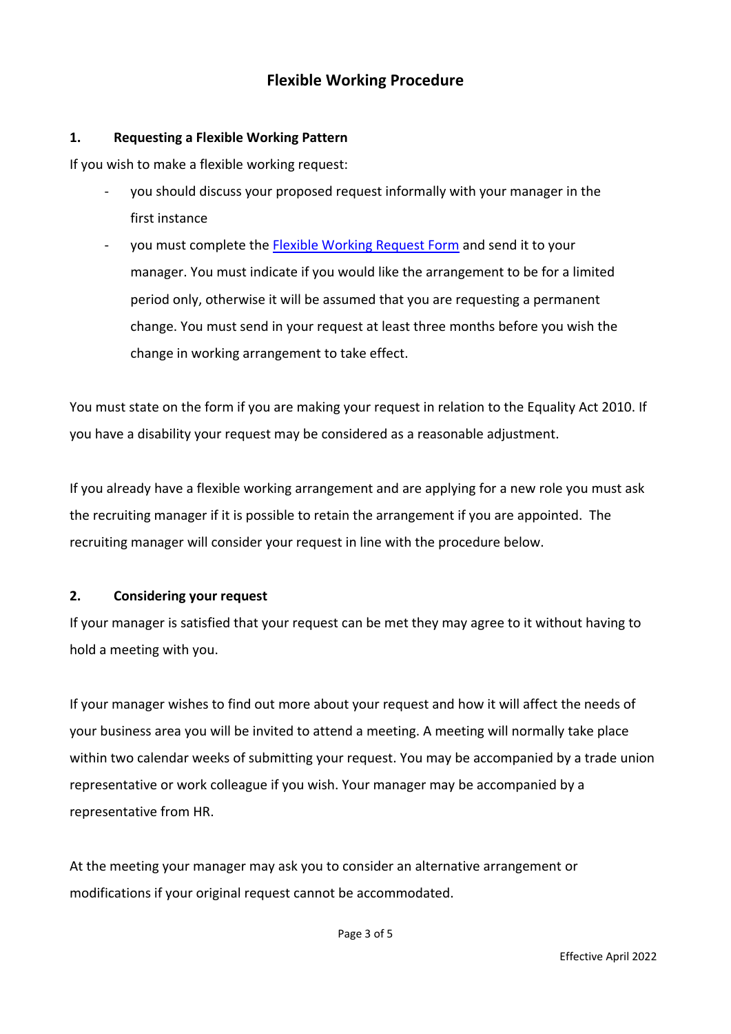# Flexible Working Procedure

## 1. Requesting a Flexible Working Pattern

If you wish to make a flexible working request:

- you should discuss your proposed request informally with your manager in the first instance
- you must complete the Flexible Working Request Form and send it to your manager. You must indicate if you would like the arrangement to be for a limited period only, otherwise it will be assumed that you are requesting a permanent change. You must send in your request at least three months before you wish the change in working arrangement to take effect.

You must state on the form if you are making your request in relation to the Equality Act 2010. If you have a disability your request may be considered as a reasonable adjustment.

If you already have a flexible working arrangement and are applying for a new role you must ask the recruiting manager if it is possible to retain the arrangement if you are appointed. The recruiting manager will consider your request in line with the procedure below.

## 2. Considering your request

If your manager is satisfied that your request can be met they may agree to it without having to hold a meeting with you.

If your manager wishes to find out more about your request and how it will affect the needs of your business area you will be invited to attend a meeting. A meeting will normally take place within two calendar weeks of submitting your request. You may be accompanied by a trade union representative or work colleague if you wish. Your manager may be accompanied by a representative from HR.

At the meeting your manager may ask you to consider an alternative arrangement or modifications if your original request cannot be accommodated.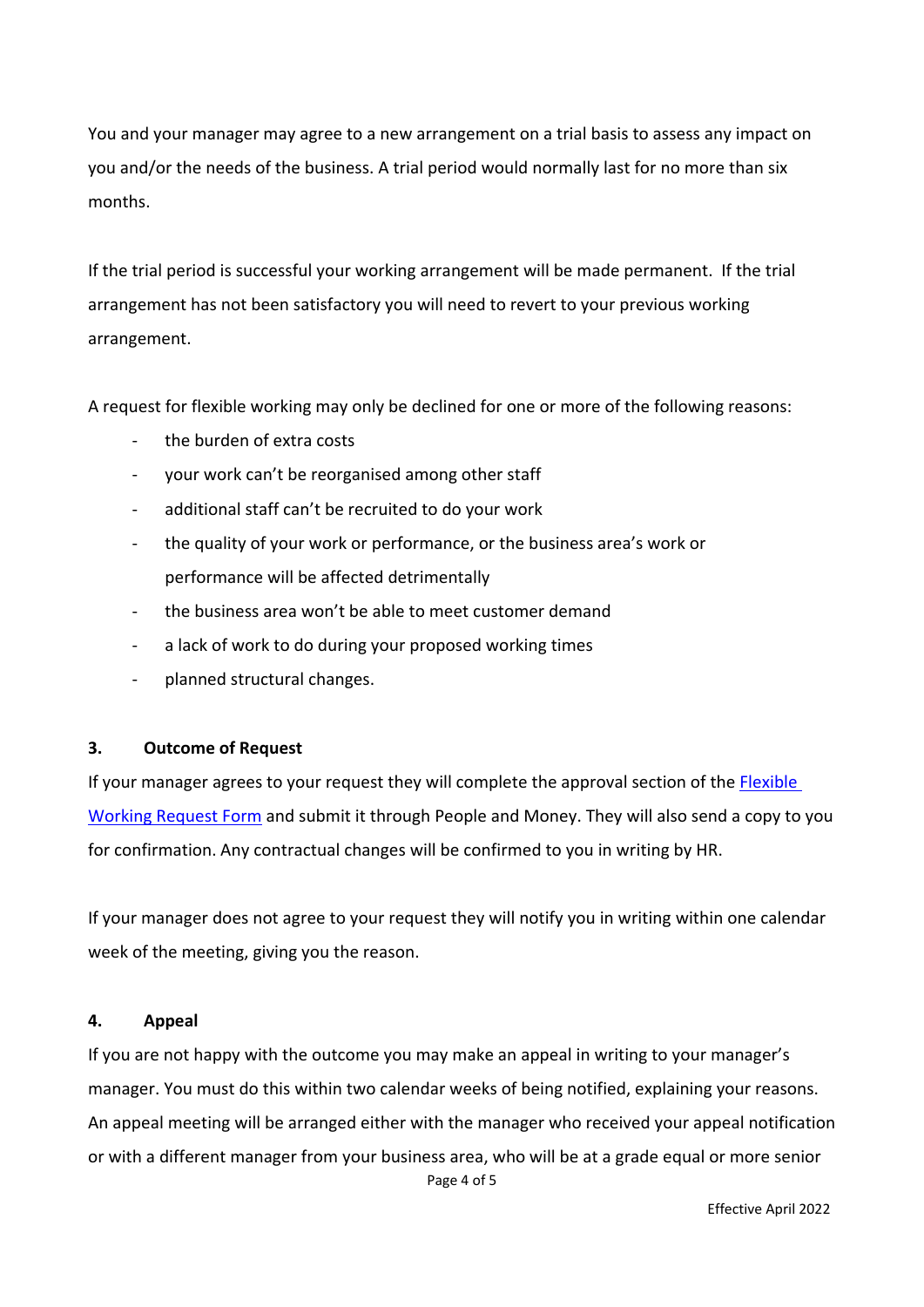You and your manager may agree to a new arrangement on a trial basis to assess any impact on you and/or the needs of the business. A trial period would normally last for no more than six months.

If the trial period is successful your working arrangement will be made permanent. If the trial arrangement has not been satisfactory you will need to revert to your previous working arrangement.

A request for flexible working may only be declined for one or more of the following reasons:

- the burden of extra costs
- your work can't be reorganised among other staff
- additional staff can't be recruited to do your work
- the quality of your work or performance, or the business area's work or performance will be affected detrimentally
- the business area won't be able to meet customer demand
- a lack of work to do during your proposed working times
- planned structural changes.

## 3. Outcome of Request

If your manager agrees to your request they will complete the approval section of the Flexible Working Request Form and submit it through People and Money. They will also send a copy to you for confirmation. Any contractual changes will be confirmed to you in writing by HR.

If your manager does not agree to your request they will notify you in writing within one calendar week of the meeting, giving you the reason.

## 4. Appeal

If you are not happy with the outcome you may make an appeal in writing to your manager's manager. You must do this within two calendar weeks of being notified, explaining your reasons. An appeal meeting will be arranged either with the manager who received your appeal notification or with a different manager from your business area, who will be at a grade equal or more senior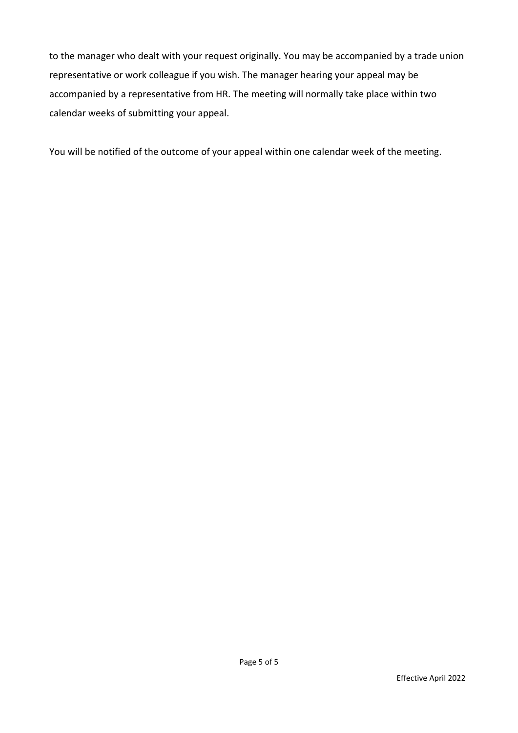to the manager who dealt with your request originally. You may be accompanied by a trade union representative or work colleague if you wish. The manager hearing your appeal may be accompanied by a representative from HR. The meeting will normally take place within two calendar weeks of submitting your appeal.

You will be notified of the outcome of your appeal within one calendar week of the meeting.